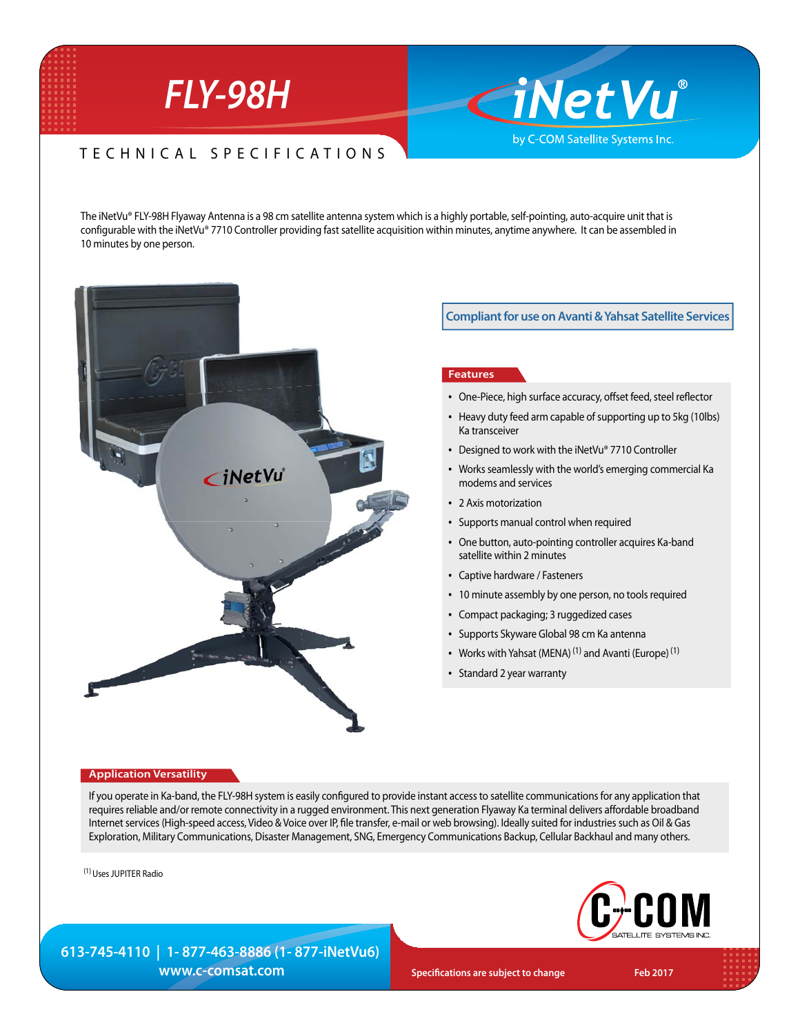# FLY-98H

iNetVu® by C-COM Satellite Systems Inc.

## TECHNICAL SPECIFICATIONS

The iNetVu® FLY-98H Flyaway Antenna is a 98 cm satellite antenna system which is a highly portable, self-pointing, auto-acquire unit that is configurable with the iNetVu® 7710 Controller providing fast satellite acquisition within minutes, anytime anywhere. It can be assembled in 10 minutes by one person.

**Compliant for use on Avanti & Yahsat Satellite Services**

### Features

- One-Piece, high surface accuracy, offset feed, steel reflector
- Heavy duty feed arm capable of supporting up to 5kg (10lbs) Ka transceiver
- Designed to work with the iNetVu® 7710 Controller
- Works seamlessly with the world's emerging commercial Ka modems and services
- 2 Axis motorization
- Supports manual control when required
- One button, auto-pointing controller acquires Ka-band satellite within 2 minutes
- Captive hardware / Fasteners
- 10 minute assembly by one person, no tools required
- Compact packaging; 3 ruggedized cases
- Supports Skyware Global 98 cm Ka antenna
- Works with Yahsat (MENA) [(1)] and Avanti (Europe) [(1)]
- Standard 2 year warranty

### Application Versatility

If you operate in Ka-band, the FLY-98H system is easily configured to provide instant access to satellite communications for any application that requires reliable and/or remote connectivity in a rugged environment. This next generation Flyaway Ka terminal delivers affordable broadband Internet services (High-speed access, Video & Voice over IP, file transfer, e-mail or web browsing). Ideally suited for industries such as Oil & Gas Exploration, Military Communications, Disaster Management, SNG, Emergency Communications Backup, Cellular Backhaul and many others.

[(1)] Uses JUPITER Radio

C-COM SATELLITE SYSTEMS INC.

613-745-4110 | 1- 877-463-8886 (1- 877-iNetVu6)
www.c-comsat.com

Specifications are subject to change

Feb 2017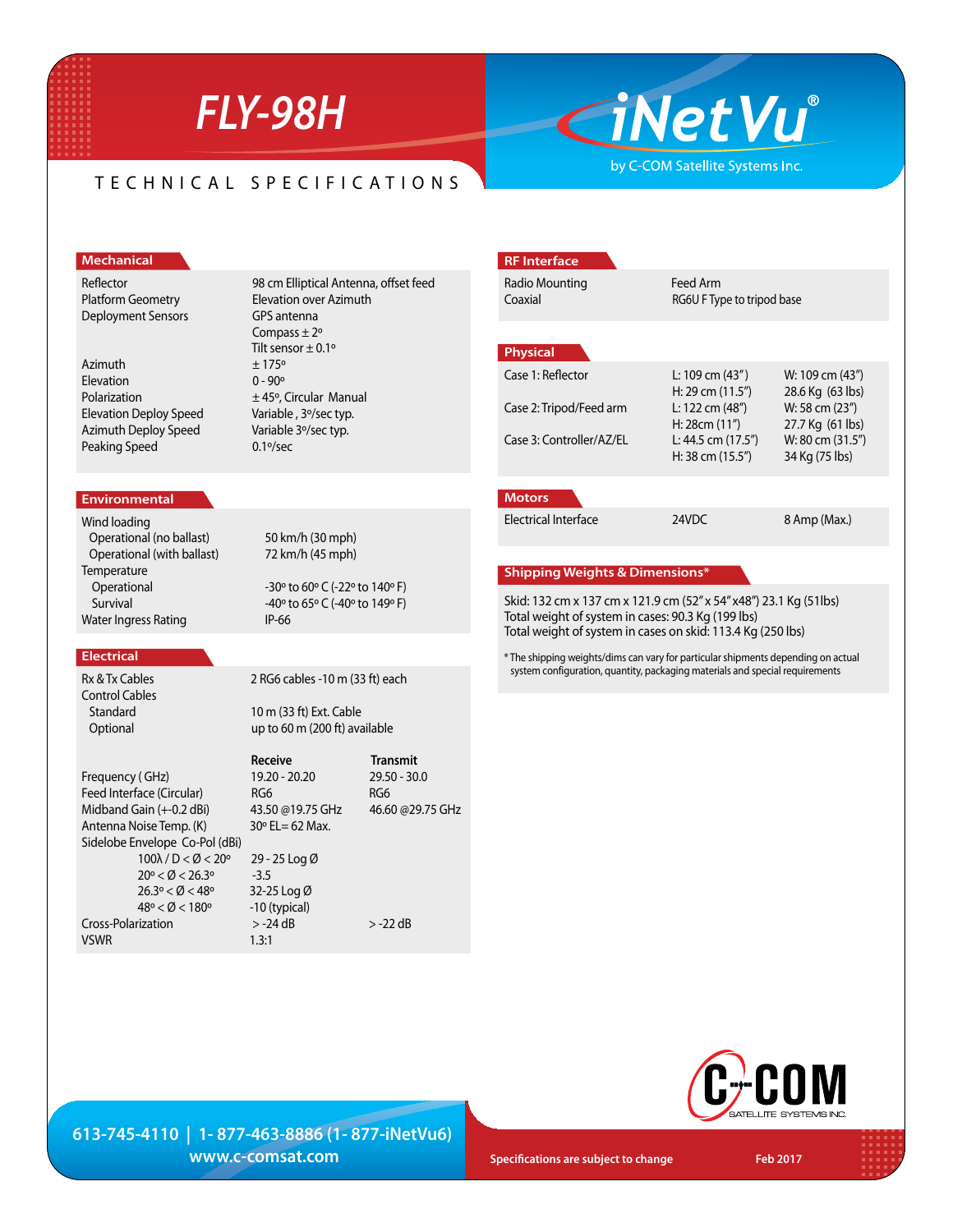# FLY-98H

## TECHNICAL SPECIFICATIONS

iNetVu® by C-COM Satellite Systems Inc.

### Mechanical

| | |
|---|---|
| Reflector | 98 cm Elliptical Antenna, offset feed |
| Platform Geometry | Elevation over Azimuth |
| Deployment Sensors | GPS antenna |
| | Compass ± 2º |
| | Tilt sensor ± 0.1º |
| Azimuth | ± 175º |
| Elevation | 0 - 90º |
| Polarization | ± 45º, Circular Manual |
| Elevation Deploy Speed | Variable , 3º/sec typ. |
| Azimuth Deploy Speed | Variable 3º/sec typ. |
| Peaking Speed | 0.1º/sec |

### Environmental

| | |
|---|---|
| Wind loading | |
| Operational (no ballast) | 50 km/h (30 mph) |
| Operational (with ballast) | 72 km/h (45 mph) |
| Temperature | |
| Operational | -30º to 60º C (-22º to 140º F) |
| Survival | -40º to 65º C (-40º to 149º F) |
| Water Ingress Rating | IP-66 |

### Electrical

| | | |
|---|---|---|
| Rx & Tx Cables | 2 RG6 cables -10 m (33 ft) each | |
| Control Cables | | |
| Standard | 10 m (33 ft) Ext. Cable | |
| Optional | up to 60 m (200 ft) available | |
| | **Receive** | **Transmit** |
| Frequency ( GHz) | 19.20 - 20.20 | 29.50 - 30.0 |
| Feed Interface (Circular) | RG6 | RG6 |
| Midband Gain (+-0.2 dBi) | 43.50 @19.75 GHz | 46.60 @29.75 GHz |
| Antenna Noise Temp. (K) | 30º EL= 62 Max. | |
| Sidelobe Envelope Co-Pol (dBi) | | |
| 100λ / D < Ø < 20º | 29 - 25 Log Ø | |
| 20º < Ø < 26.3º | -3.5 | |
| 26.3º < Ø < 48º | 32-25 Log Ø | |
| 48º < Ø < 180º | -10 (typical) | |
| Cross-Polarization | > -24 dB | > -22 dB |
| VSWR | 1.3:1 | |

### RF Interface

| | |
|---|---|
| Radio Mounting | Feed Arm |
| Coaxial | RG6U F Type to tripod base |

### Physical

| | | |
|---|---|---|
| Case 1: Reflector | L: 109 cm (43") | W: 109 cm (43") |
| | H: 29 cm (11.5") | 28.6 Kg (63 lbs) |
| Case 2: Tripod/Feed arm | L: 122 cm (48") | W: 58 cm (23") |
| | H: 28cm (11") | 27.7 Kg (61 lbs) |
| Case 3: Controller/AZ/EL | L: 44.5 cm (17.5") | W: 80 cm (31.5") |
| | H: 38 cm (15.5") | 34 Kg (75 lbs) |

### Motors

| | | |
|---|---|---|
| Electrical Interface | 24VDC | 8 Amp (Max.) |

### Shipping Weights & Dimensions*

Skid: 132 cm x 137 cm x 121.9 cm (52" x 54" x48") 23.1 Kg (51lbs)
Total weight of system in cases: 90.3 Kg (199 lbs)
Total weight of system in cases on skid: 113.4 Kg (250 lbs)

* The shipping weights/dims can vary for particular shipments depending on actual system configuration, quantity, packaging materials and special requirements

C-COM SATELLITE SYSTEMS INC.

613-745-4110 | 1- 877-463-8886 (1- 877-iNetVu6)
www.c-comsat.com

Specifications are subject to change

Feb 2017